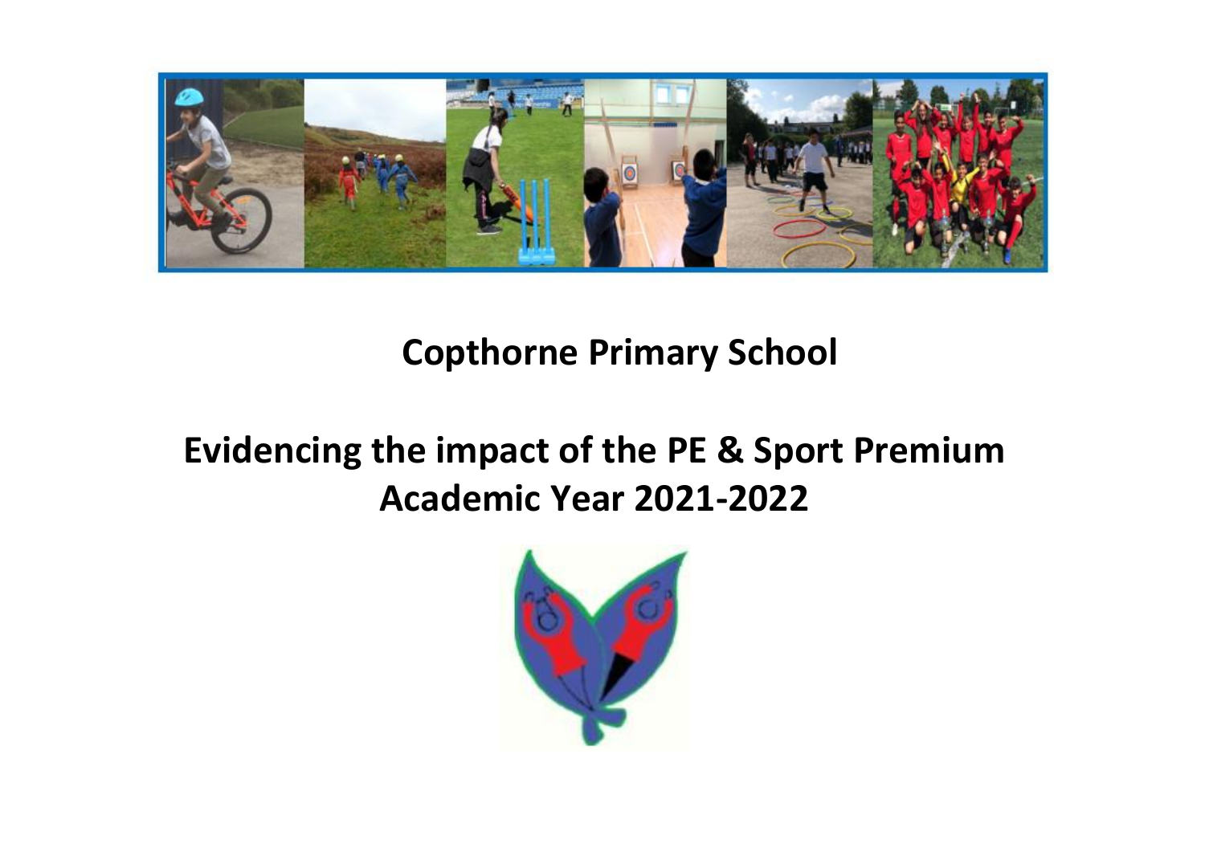# Copthorne Primary School

## Evidencing the impact of the PE & Sport Premium Academic Year 2021-2022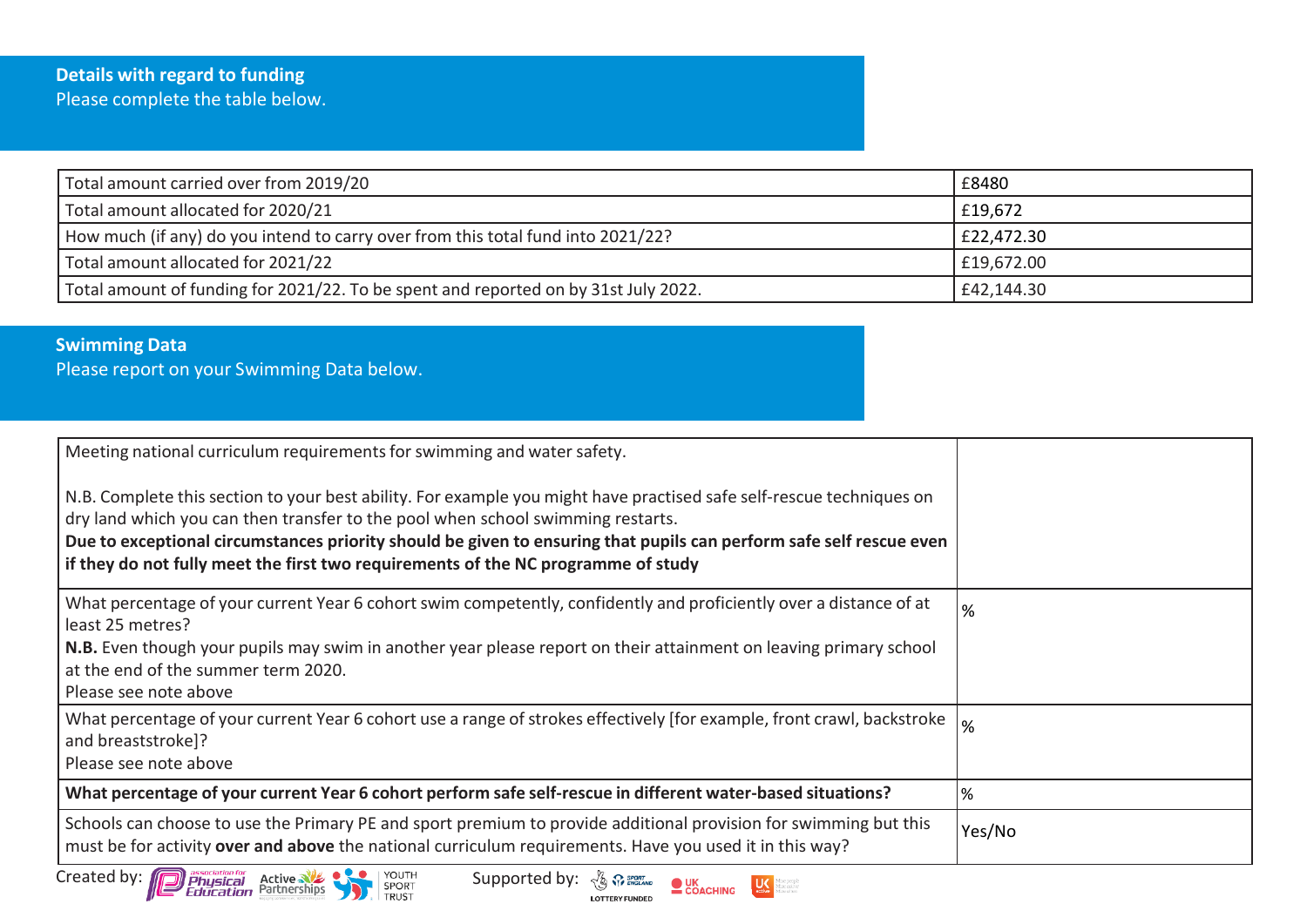## Details with regard to funding

Please complete the table below.

| | |
|---|---|
| Total amount carried over from 2019/20 | £8480 |
| Total amount allocated for 2020/21 | £19,672 |
| How much (if any) do you intend to carry over from this total fund into 2021/22? | £22,472.30 |
| Total amount allocated for 2021/22 | £19,672.00 |
| Total amount of funding for 2021/22. To be spent and reported on by 31st July 2022. | £42,144.30 |

## Swimming Data

Please report on your Swimming Data below.

| | |
|---|---|
| Meeting national curriculum requirements for swimming and water safety.<br><br>N.B. Complete this section to your best ability. For example you might have practised safe self-rescue techniques on dry land which you can then transfer to the pool when school swimming restarts.<br>**Due to exceptional circumstances priority should be given to ensuring that pupils can perform safe self rescue even if they do not fully meet the first two requirements of the NC programme of study** | |
| What percentage of your current Year 6 cohort swim competently, confidently and proficiently over a distance of at least 25 metres?<br>**N.B.** Even though your pupils may swim in another year please report on their attainment on leaving primary school at the end of the summer term 2020.<br>Please see note above | % |
| What percentage of your current Year 6 cohort use a range of strokes effectively [for example, front crawl, backstroke and breaststroke]?<br>Please see note above | % |
| **What percentage of your current Year 6 cohort perform safe self-rescue in different water-based situations?** | % |
| Schools can choose to use the Primary PE and sport premium to provide additional provision for swimming but this must be for activity **over and above** the national curriculum requirements. Have you used it in this way? | Yes/No |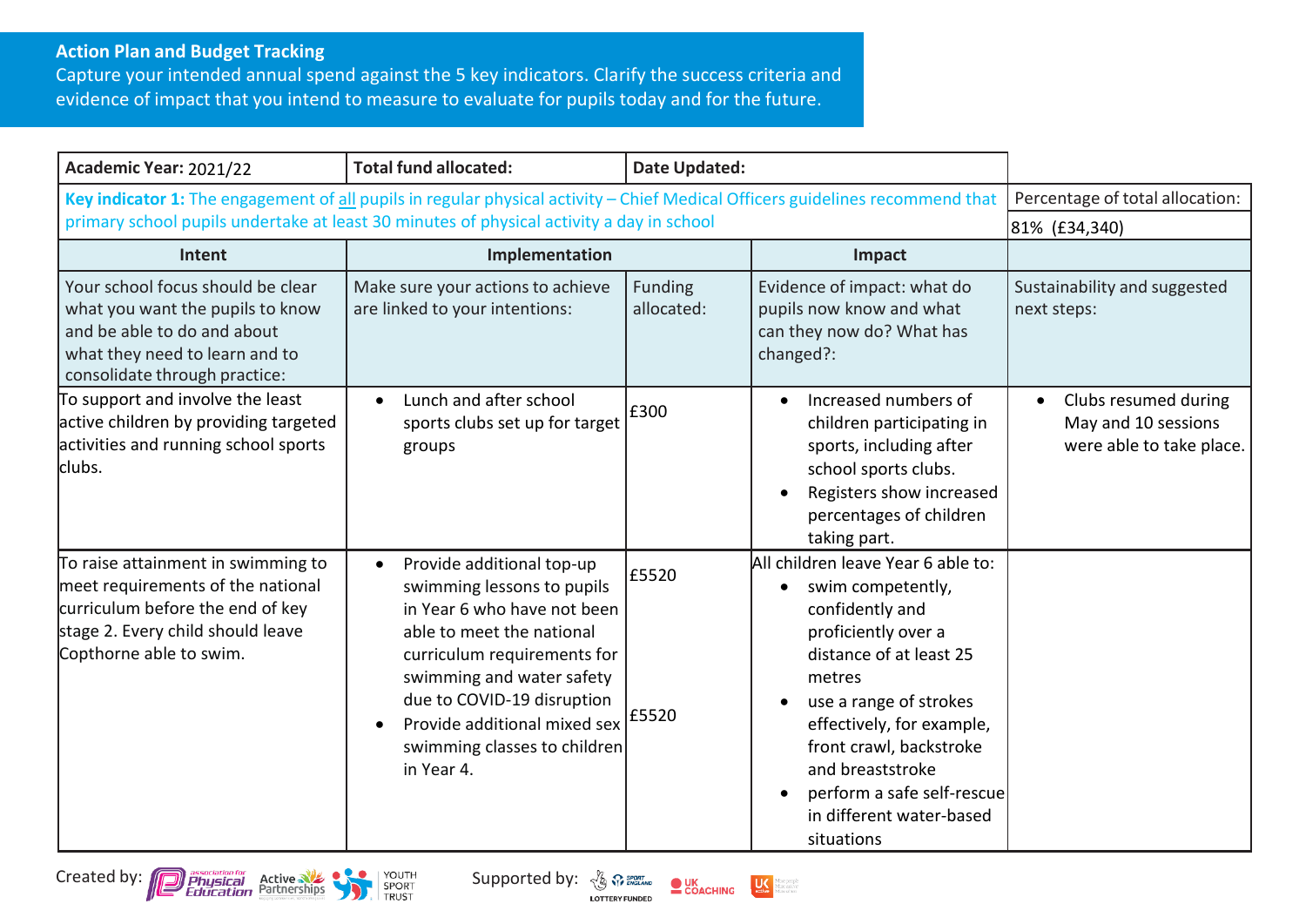**Action Plan and Budget Tracking**
Capture your intended annual spend against the 5 key indicators. Clarify the success criteria and evidence of impact that you intend to measure to evaluate for pupils today and for the future.

| **Academic Year:** 2021/22 | **Total fund allocated:** | | **Date Updated:** | |
|---|---|---|---|---|
| **Key indicator 1:** The engagement of all pupils in regular physical activity – Chief Medical Officers guidelines recommend that primary school pupils undertake at least 30 minutes of physical activity a day in school | | | | Percentage of total allocation: 81% (£34,340) |
| **Intent** | **Implementation** | | **Impact** | |
| Your school focus should be clear what you want the pupils to know and be able to do and about what they need to learn and to consolidate through practice: | Make sure your actions to achieve are linked to your intentions: | Funding allocated: | Evidence of impact: what do pupils now know and what can they now do? What has changed?: | Sustainability and suggested next steps: |
| To support and involve the least active children by providing targeted activities and running school sports clubs. | • Lunch and after school sports clubs set up for target groups | £300 | • Increased numbers of children participating in sports, including after school sports clubs.<br>• Registers show increased percentages of children taking part. | • Clubs resumed during May and 10 sessions were able to take place. |
| To raise attainment in swimming to meet requirements of the national curriculum before the end of key stage 2. Every child should leave Copthorne able to swim. | • Provide additional top-up swimming lessons to pupils in Year 6 who have not been able to meet the national curriculum requirements for swimming and water safety due to COVID-19 disruption<br>• Provide additional mixed sex swimming classes to children in Year 4. | £5520<br><br>£5520 | All children leave Year 6 able to:<br>• swim competently, confidently and proficiently over a distance of at least 25 metres<br>• use a range of strokes effectively, for example, front crawl, backstroke and breaststroke<br>• perform a safe self-rescue in different water-based situations | |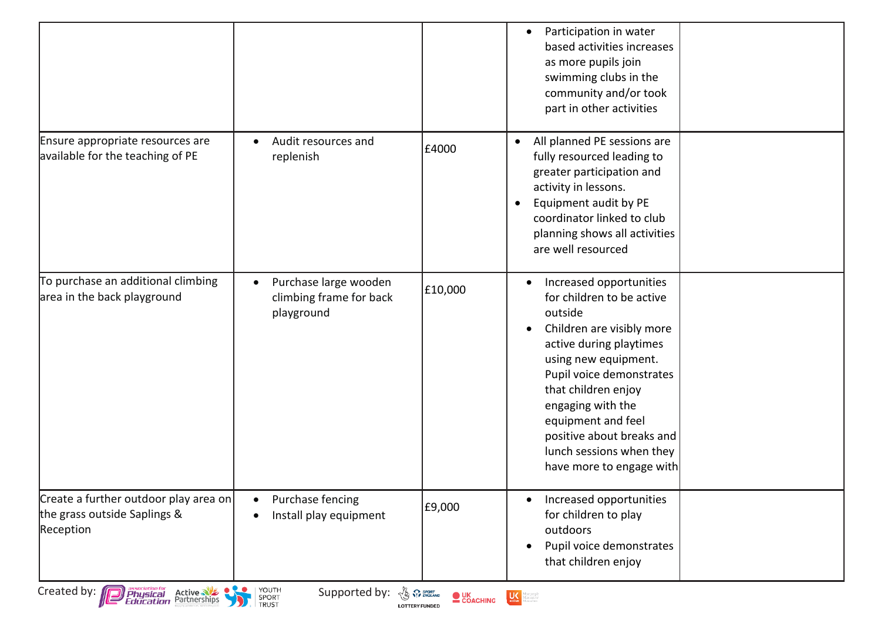| | | | | |
|---|---|---|---|---|
| | | | • Participation in water based activities increases as more pupils join swimming clubs in the community and/or took part in other activities | |
| Ensure appropriate resources are available for the teaching of PE | • Audit resources and replenish | £4000 | • All planned PE sessions are fully resourced leading to greater participation and activity in lessons.<br>• Equipment audit by PE coordinator linked to club planning shows all activities are well resourced | |
| To purchase an additional climbing area in the back playground | • Purchase large wooden climbing frame for back playground | £10,000 | • Increased opportunities for children to be active outside<br>• Children are visibly more active during playtimes using new equipment. Pupil voice demonstrates that children enjoy engaging with the equipment and feel positive about breaks and lunch sessions when they have more to engage with | |
| Create a further outdoor play area on the grass outside Saplings & Reception | • Purchase fencing<br>• Install play equipment | £9,000 | • Increased opportunities for children to play outdoors<br>• Pupil voice demonstrates that children enjoy | |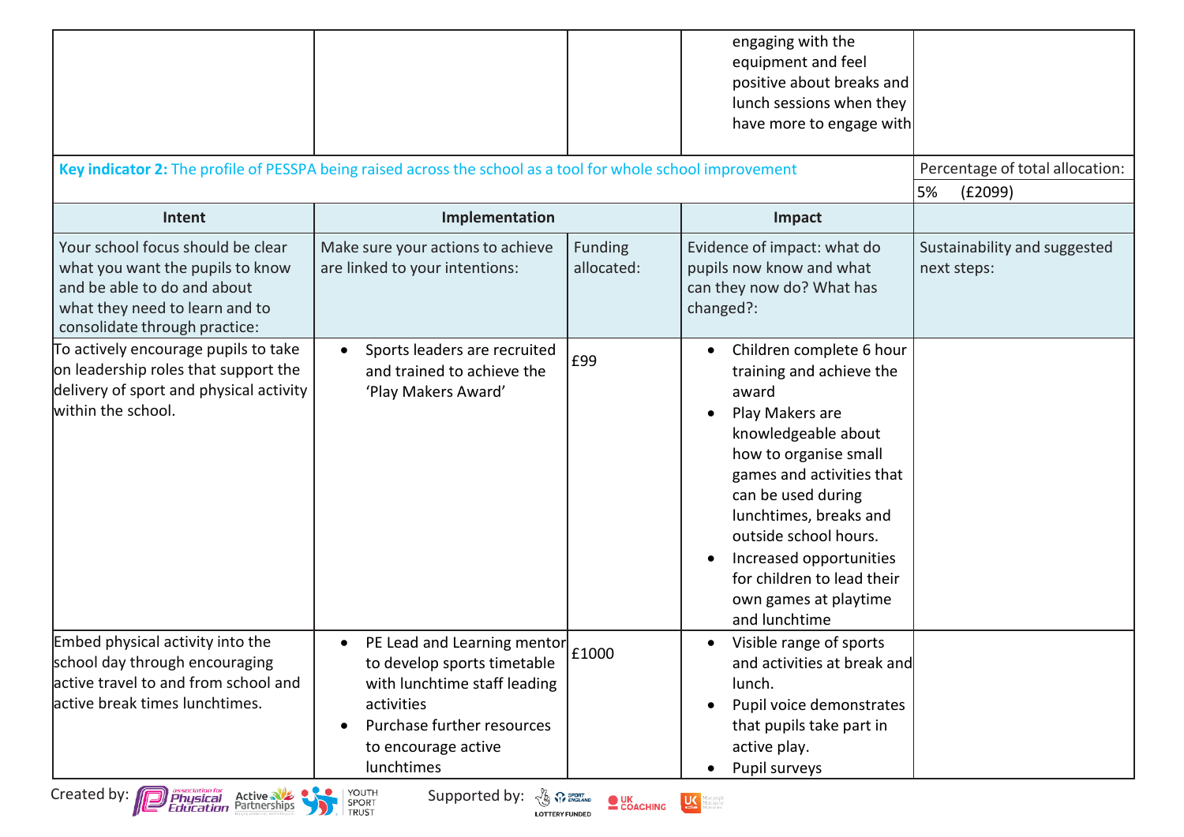| | | | | |
|---|---|---|---|---|
| | | | engaging with the equipment and feel positive about breaks and lunch sessions when they have more to engage with | |

| **Key indicator 2:** The profile of PESSPA being raised across the school as a tool for whole school improvement | | | | Percentage of total allocation: |
|---|---|---|---|---|
| | | | | 5% (£2099) |
| **Intent** | **Implementation** | | **Impact** | |
| Your school focus should be clear what you want the pupils to know and be able to do and about what they need to learn and to consolidate through practice: | Make sure your actions to achieve are linked to your intentions: | Funding allocated: | Evidence of impact: what do pupils now know and what can they now do? What has changed?: | Sustainability and suggested next steps: |
| To actively encourage pupils to take on leadership roles that support the delivery of sport and physical activity within the school. | • Sports leaders are recruited and trained to achieve the 'Play Makers Award' | £99 | • Children complete 6 hour training and achieve the award<br>• Play Makers are knowledgeable about how to organise small games and activities that can be used during lunchtimes, breaks and outside school hours.<br>• Increased opportunities for children to lead their own games at playtime and lunchtime | |
| Embed physical activity into the school day through encouraging active travel to and from school and active break times lunchtimes. | • PE Lead and Learning mentor to develop sports timetable with lunchtime staff leading activities<br>• Purchase further resources to encourage active lunchtimes | £1000 | • Visible range of sports and activities at break and lunch.<br>• Pupil voice demonstrates that pupils take part in active play.<br>• Pupil surveys | |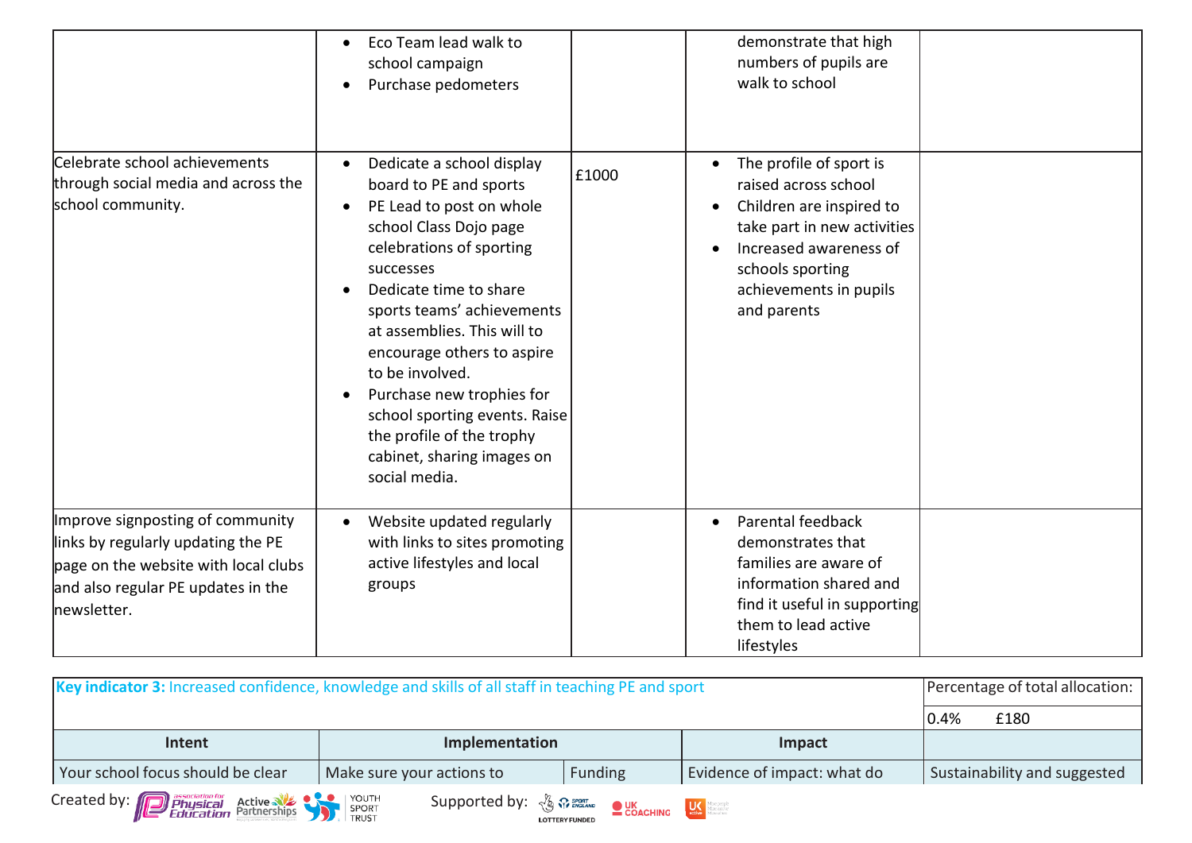| | | | | |
|---|---|---|---|---|
| | • Eco Team lead walk to school campaign<br>• Purchase pedometers | | demonstrate that high numbers of pupils are walk to school | |
| Celebrate school achievements through social media and across the school community. | • Dedicate a school display board to PE and sports<br>• PE Lead to post on whole school Class Dojo page celebrations of sporting successes<br>• Dedicate time to share sports teams' achievements at assemblies. This will to encourage others to aspire to be involved.<br>• Purchase new trophies for school sporting events. Raise the profile of the trophy cabinet, sharing images on social media. | £1000 | • The profile of sport is raised across school<br>• Children are inspired to take part in new activities<br>• Increased awareness of schools sporting achievements in pupils and parents | |
| Improve signposting of community links by regularly updating the PE page on the website with local clubs and also regular PE updates in the newsletter. | • Website updated regularly with links to sites promoting active lifestyles and local groups | | • Parental feedback demonstrates that families are aware of information shared and find it useful in supporting them to lead active lifestyles | |

| **Key indicator 3:** Increased confidence, knowledge and skills of all staff in teaching PE and sport | | | | Percentage of total allocation: |
|---|---|---|---|---|
| | | | | 0.4% £180 |
| **Intent** | **Implementation** | | **Impact** | |
| Your school focus should be clear | Make sure your actions to | Funding | Evidence of impact: what do | Sustainability and suggested |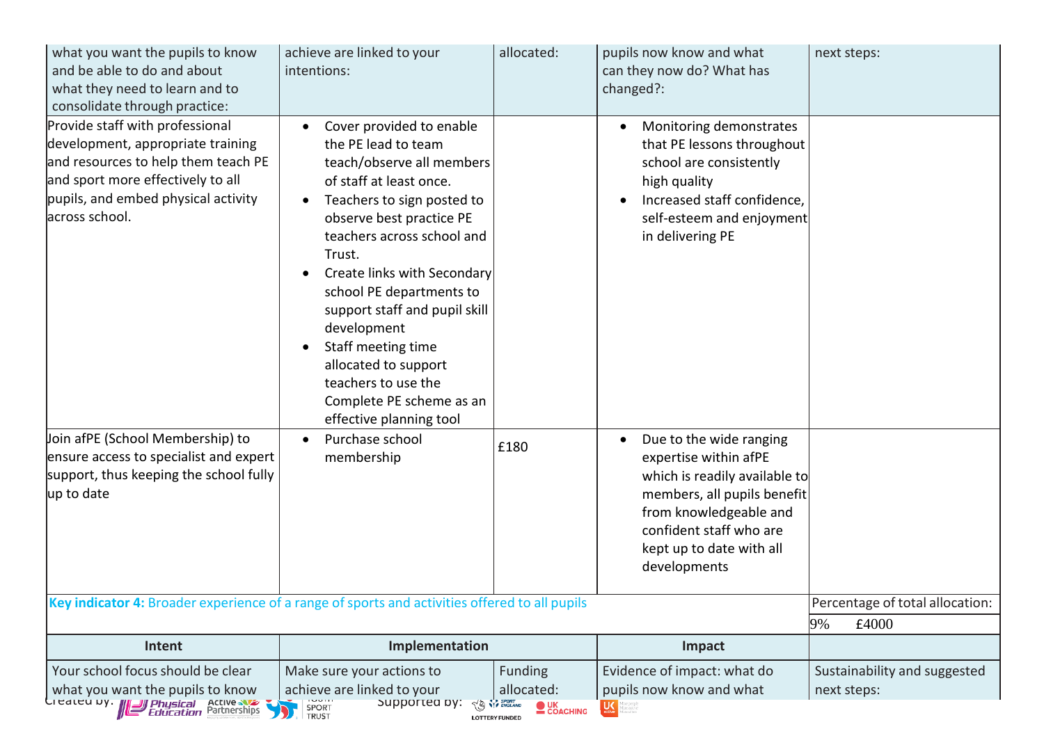| what you want the pupils to know and be able to do and about what they need to learn and to consolidate through practice: | achieve are linked to your intentions: | allocated: | pupils now know and what can they now do? What has changed?: | next steps: |
|---|---|---|---|---|
| Provide staff with professional development, appropriate training and resources to help them teach PE and sport more effectively to all pupils, and embed physical activity across school. | • Cover provided to enable the PE lead to team teach/observe all members of staff at least once.<br>• Teachers to sign posted to observe best practice PE teachers across school and Trust.<br>• Create links with Secondary school PE departments to support staff and pupil skill development<br>• Staff meeting time allocated to support teachers to use the Complete PE scheme as an effective planning tool | | • Monitoring demonstrates that PE lessons throughout school are consistently high quality<br>• Increased staff confidence, self-esteem and enjoyment in delivering PE | |
| Join afPE (School Membership) to ensure access to specialist and expert support, thus keeping the school fully up to date | • Purchase school membership | £180 | • Due to the wide ranging expertise within afPE which is readily available to members, all pupils benefit from knowledgeable and confident staff who are kept up to date with all developments | |

| **Key indicator 4:** Broader experience of a range of sports and activities offered to all pupils | | | | Percentage of total allocation: |
|---|---|---|---|---|
| | | | | 9% £4000 |
| **Intent** | **Implementation** | | **Impact** | |
| Your school focus should be clear what you want the pupils to know | Make sure your actions to achieve are linked to your | Funding allocated: | Evidence of impact: what do pupils now know and what | Sustainability and suggested next steps: |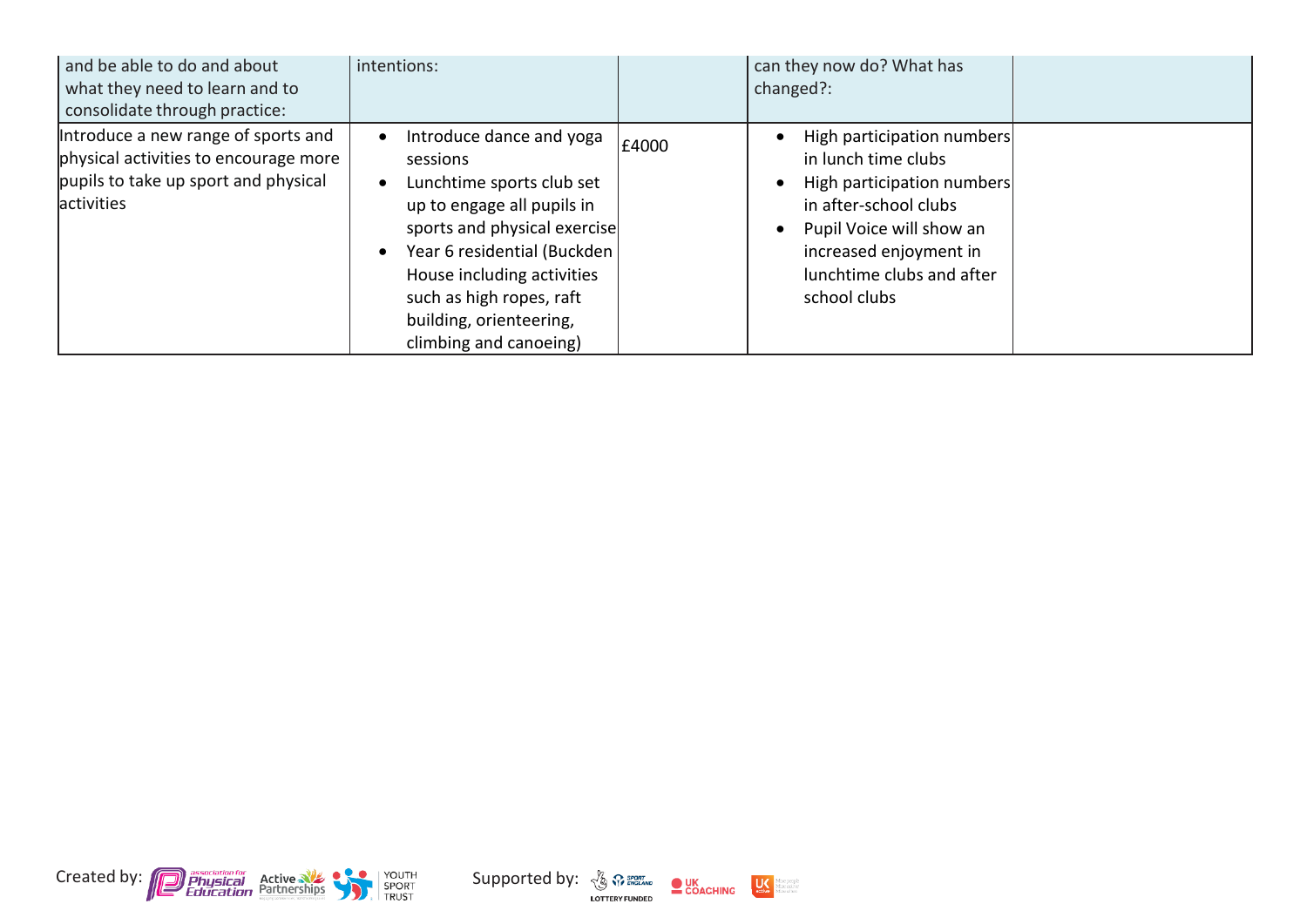| and be able to do and about what they need to learn and to consolidate through practice: | intentions: | | can they now do? What has changed?: | |
|---|---|---|---|---|
| Introduce a new range of sports and physical activities to encourage more pupils to take up sport and physical activities | • Introduce dance and yoga sessions<br>• Lunchtime sports club set up to engage all pupils in sports and physical exercise<br>• Year 6 residential (Buckden House including activities such as high ropes, raft building, orienteering, climbing and canoeing) | £4000 | • High participation numbers in lunch time clubs<br>• High participation numbers in after-school clubs<br>• Pupil Voice will show an increased enjoyment in lunchtime clubs and after school clubs | |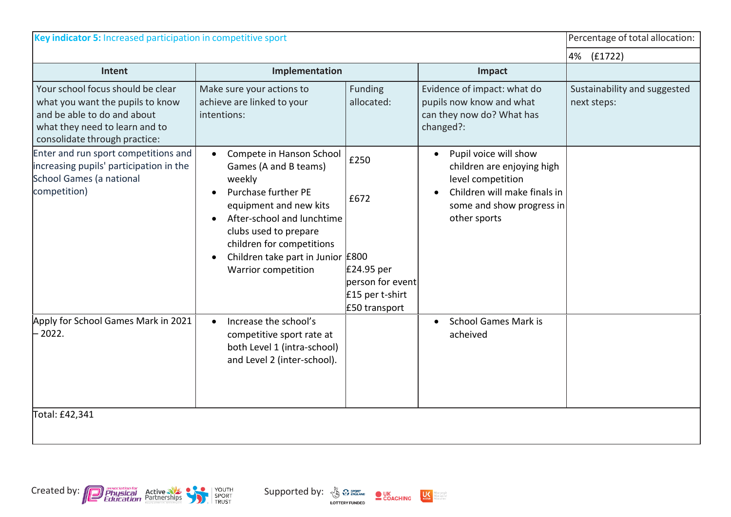| Key indicator 5: Increased participation in competitive sport | | | | Percentage of total allocation: |
|---|---|---|---|---|
| | | | | 4% (£1722) |
| Intent | Implementation | | Impact | |
| Your school focus should be clear what you want the pupils to know and be able to do and about what they need to learn and to consolidate through practice: | Make sure your actions to achieve are linked to your intentions: | Funding allocated: | Evidence of impact: what do pupils now know and what can they now do? What has changed?: | Sustainability and suggested next steps: |
| Enter and run sport competitions and increasing pupils' participation in the School Games (a national competition) | • Compete in Hanson School Games (A and B teams) weekly<br>• Purchase further PE equipment and new kits<br>• After-school and lunchtime clubs used to prepare children for competitions<br>• Children take part in Junior Warrior competition | £250<br><br>£672<br><br>£800<br>£24.95 per person for event<br>£15 per t-shirt<br>£50 transport | • Pupil voice will show children are enjoying high level competition<br>• Children will make finals in some and show progress in other sports | |
| Apply for School Games Mark in 2021 – 2022. | • Increase the school's competitive sport rate at both Level 1 (intra-school) and Level 2 (inter-school). | | • School Games Mark is acheived | |
| Total: £42,341 | | | | |

Created by: Association for Physical Education, Active Partnerships, Youth Sport Trust

Supported by: Sport England (Lottery Funded), UK Coaching, UK Active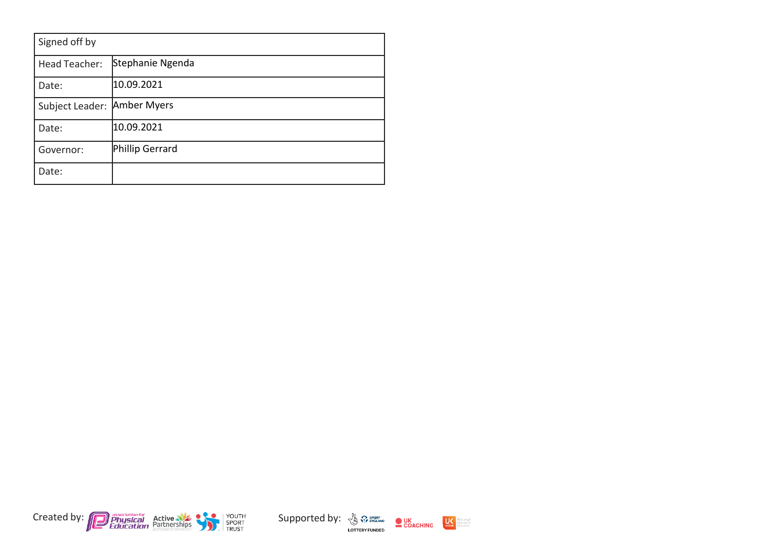| Signed off by | |
|---|---|
| Head Teacher: | Stephanie Ngenda |
| Date: | 10.09.2021 |
| Subject Leader: | Amber Myers |
| Date: | 10.09.2021 |
| Governor: | Phillip Gerrard |
| Date: | |